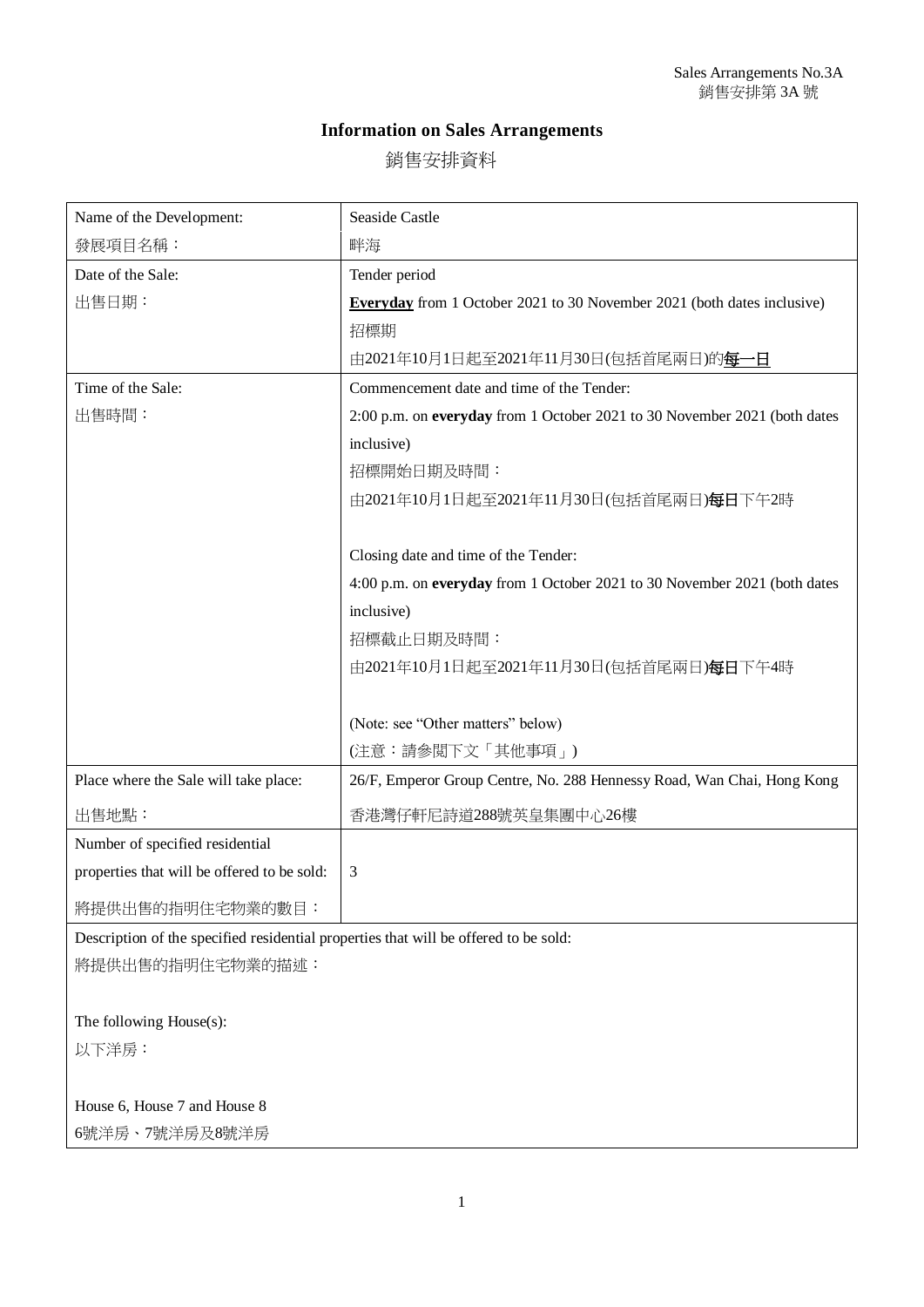Sales Arrangements No.3A
銷售安排第 3A 號

# Information on Sales Arrangements

## 銷售安排資料

| | |
|---|---|
| Name of the Development:<br>發展項目名稱： | Seaside Castle<br>畔海 |
| Date of the Sale:<br>出售日期： | Tender period<br>**<u>Everyday</u>** from 1 October 2021 to 30 November 2021 (both dates inclusive)<br>招標期<br>由2021年10月1日起至2021年11月30日(包括首尾兩日)的**<u>每一日</u>** |
| Time of the Sale:<br>出售時間： | Commencement date and time of the Tender:<br>2:00 p.m. on **everyday** from 1 October 2021 to 30 November 2021 (both dates inclusive)<br>招標開始日期及時間：<br>由2021年10月1日起至2021年11月30日(包括首尾兩日)**每日**下午2時<br><br>Closing date and time of the Tender:<br>4:00 p.m. on **everyday** from 1 October 2021 to 30 November 2021 (both dates inclusive)<br>招標截止日期及時間：<br>由2021年10月1日起至2021年11月30日(包括首尾兩日)**每日**下午4時<br><br>(Note: see "Other matters" below)<br>(注意：請參閱下文「其他事項」) |
| Place where the Sale will take place:<br>出售地點： | 26/F, Emperor Group Centre, No. 288 Hennessy Road, Wan Chai, Hong Kong<br>香港灣仔軒尼詩道288號英皇集團中心26樓 |
| Number of specified residential properties that will be offered to be sold:<br>將提供出售的指明住宅物業的數目： | 3 |

Description of the specified residential properties that will be offered to be sold:
將提供出售的指明住宅物業的描述：

The following House(s):
以下洋房：

House 6, House 7 and House 8
6號洋房、7號洋房及8號洋房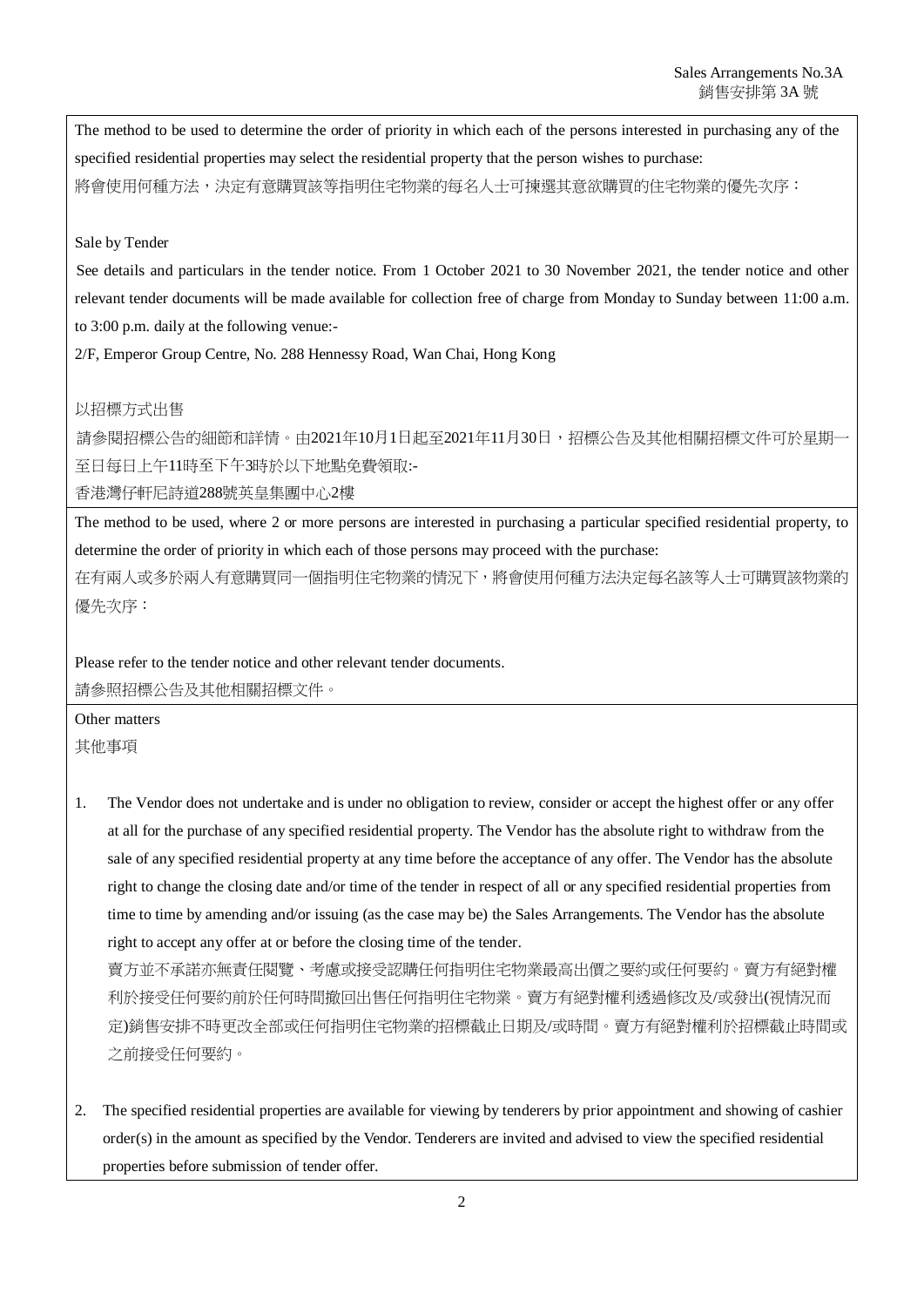The method to be used to determine the order of priority in which each of the persons interested in purchasing any of the specified residential properties may select the residential property that the person wishes to purchase:
將會使用何種方法，決定有意購買該等指明住宅物業的每名人士可揀選其意欲購買的住宅物業的優先次序：

Sale by Tender

See details and particulars in the tender notice. From 1 October 2021 to 30 November 2021, the tender notice and other relevant tender documents will be made available for collection free of charge from Monday to Sunday between 11:00 a.m. to 3:00 p.m. daily at the following venue:-

2/F, Emperor Group Centre, No. 288 Hennessy Road, Wan Chai, Hong Kong

以招標方式出售

請參閱招標公告的細節和詳情。由2021年10月1日起至2021年11月30日，招標公告及其他相關招標文件可於星期一至日每日上午11時至下午3時於以下地點免費領取:-

香港灣仔軒尼詩道288號英皇集團中心2樓

The method to be used, where 2 or more persons are interested in purchasing a particular specified residential property, to determine the order of priority in which each of those persons may proceed with the purchase:
在有兩人或多於兩人有意購買同一個指明住宅物業的情況下，將會使用何種方法決定每名該等人士可購買該物業的優先次序：

Please refer to the tender notice and other relevant tender documents.
請參照招標公告及其他相關招標文件。

Other matters
其他事項

1. The Vendor does not undertake and is under no obligation to review, consider or accept the highest offer or any offer at all for the purchase of any specified residential property. The Vendor has the absolute right to withdraw from the sale of any specified residential property at any time before the acceptance of any offer. The Vendor has the absolute right to change the closing date and/or time of the tender in respect of all or any specified residential properties from time to time by amending and/or issuing (as the case may be) the Sales Arrangements. The Vendor has the absolute right to accept any offer at or before the closing time of the tender.
賣方並不承諾亦無責任閱覽、考慮或接受認購任何指明住宅物業最高出價之要約或任何要約。賣方有絕對權利於接受任何要約前於任何時間撤回出售任何指明住宅物業。賣方有絕對權利透過修改及/或發出(視情況而定)銷售安排不時更改全部或任何指明住宅物業的招標截止日期及/或時間。賣方有絕對權利於招標截止時間或之前接受任何要約。

2. The specified residential properties are available for viewing by tenderers by prior appointment and showing of cashier order(s) in the amount as specified by the Vendor. Tenderers are invited and advised to view the specified residential properties before submission of tender offer.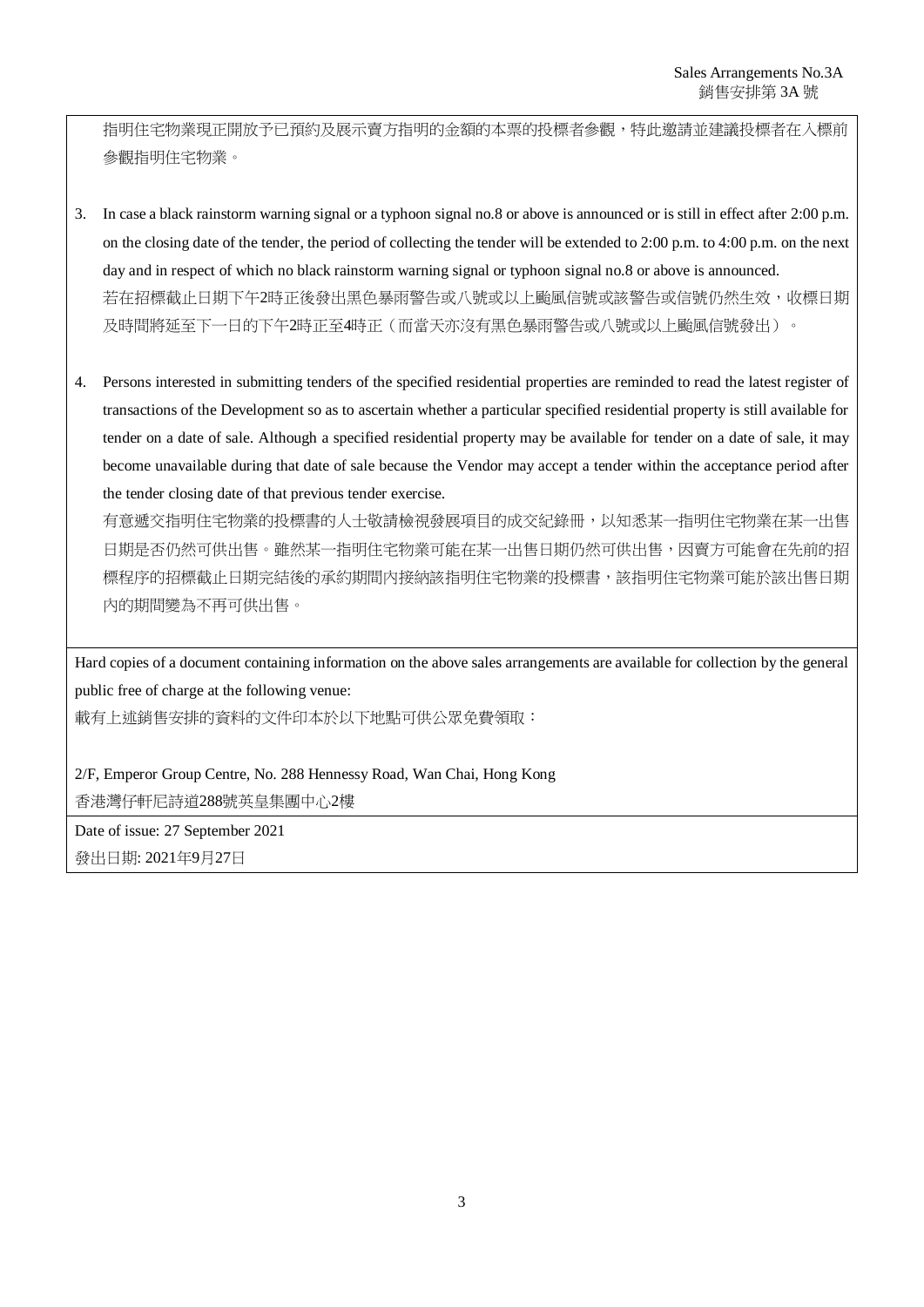指明住宅物業現正開放予已預約及展示賣方指明的金額的本票的投標者參觀，特此邀請並建議投標者在入標前參觀指明住宅物業。

3. In case a black rainstorm warning signal or a typhoon signal no.8 or above is announced or is still in effect after 2:00 p.m. on the closing date of the tender, the period of collecting the tender will be extended to 2:00 p.m. to 4:00 p.m. on the next day and in respect of which no black rainstorm warning signal or typhoon signal no.8 or above is announced.
   若在招標截止日期下午2時正後發出黑色暴雨警告或八號或以上颱風信號或該警告或信號仍然生效，收標日期及時間將延至下一日的下午2時正至4時正（而當天亦沒有黑色暴雨警告或八號或以上颱風信號發出）。

4. Persons interested in submitting tenders of the specified residential properties are reminded to read the latest register of transactions of the Development so as to ascertain whether a particular specified residential property is still available for tender on a date of sale. Although a specified residential property may be available for tender on a date of sale, it may become unavailable during that date of sale because the Vendor may accept a tender within the acceptance period after the tender closing date of that previous tender exercise.
   有意遞交指明住宅物業的投標書的人士敬請檢視發展項目的成交紀錄冊，以知悉某一指明住宅物業在某一出售日期是否仍然可供出售。雖然某一指明住宅物業可能在某一出售日期仍然可供出售，因賣方可能會在先前的招標程序的招標截止日期完結後的承約期間內接納該指明住宅物業的投標書，該指明住宅物業可能於該出售日期內的期間變為不再可供出售。

Hard copies of a document containing information on the above sales arrangements are available for collection by the general public free of charge at the following venue:
載有上述銷售安排的資料的文件印本於以下地點可供公眾免費領取：

2/F, Emperor Group Centre, No. 288 Hennessy Road, Wan Chai, Hong Kong
香港灣仔軒尼詩道288號英皇集團中心2樓

Date of issue: 27 September 2021
發出日期: 2021年9月27日